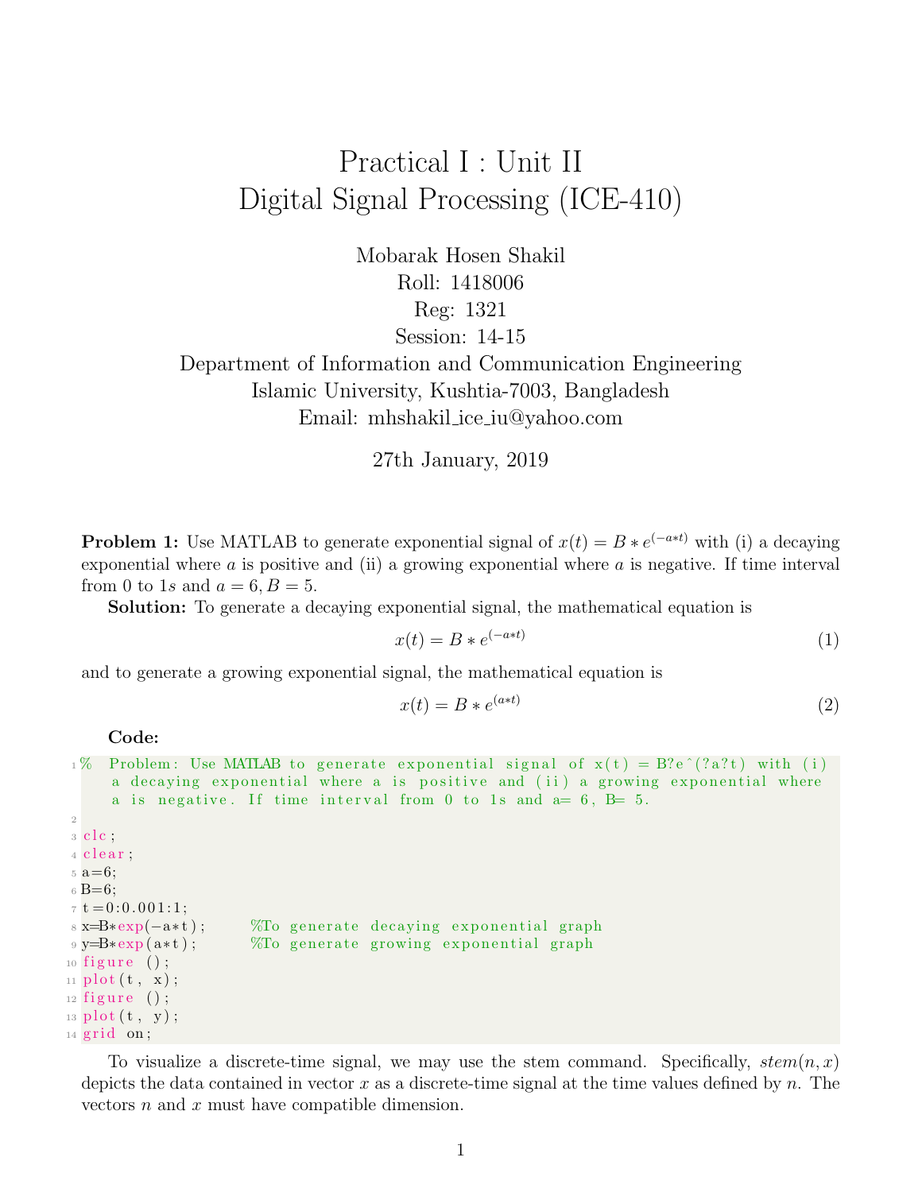# Practical I : Unit II
# Digital Signal Processing (ICE-410)

Mobarak Hosen Shakil
Roll: 1418006
Reg: 1321
Session: 14-15
Department of Information and Communication Engineering
Islamic University, Kushtia-7003, Bangladesh
Email: mhshakil_ice_iu@yahoo.com

27th January, 2019

**Problem 1:** Use MATLAB to generate exponential signal of $x(t) = B * e^{(-a*t)}$ with (i) a decaying exponential where $a$ is positive and (ii) a growing exponential where $a$ is negative. If time interval from 0 to $1s$ and $a = 6, B = 5$.

**Solution:** To generate a decaying exponential signal, the mathematical equation is

$$x(t) = B * e^{(-a*t)} \tag{1}$$

and to generate a growing exponential signal, the mathematical equation is

$$x(t) = B * e^{(a*t)} \tag{2}$$

**Code:**

```
% Problem: Use MATLAB to generate exponential signal of x(t) = B?e^(?a?t) with (i) a decaying exponential where a is positive and (ii) a growing exponential where a is negative. If time interval from 0 to 1s and a= 6, B= 5.

clc;
clear;
a=6;
B=6;
t=0:0.001:1;
x=B*exp(-a*t);     %To generate decaying exponential graph
y=B*exp(a*t);      %To generate growing exponential graph
figure ();
plot(t, x);
figure ();
plot(t, y);
grid on;
```

To visualize a discrete-time signal, we may use the stem command. Specifically, $stem(n, x)$ depicts the data contained in vector $x$ as a discrete-time signal at the time values defined by $n$. The vectors $n$ and $x$ must have compatible dimension.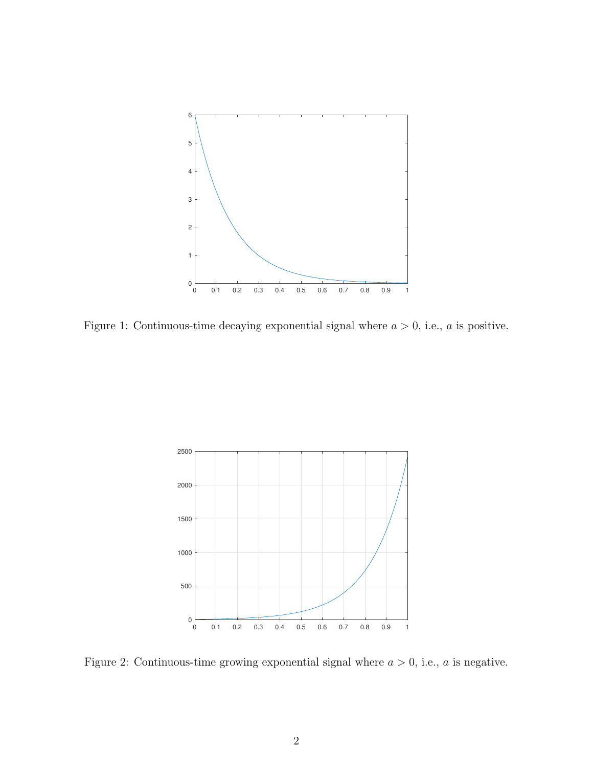6
5
4
3
2
1
0
0 0.1 0.2 0.3 0.4 0.5 0.6 0.7 0.8 0.9 1

Figure 1: Continuous-time decaying exponential signal where $a > 0$, i.e., $a$ is positive.

2500
2000
1500
1000
500
0
0 0.1 0.2 0.3 0.4 0.5 0.6 0.7 0.8 0.9 1

Figure 2: Continuous-time growing exponential signal where $a > 0$, i.e., $a$ is negative.